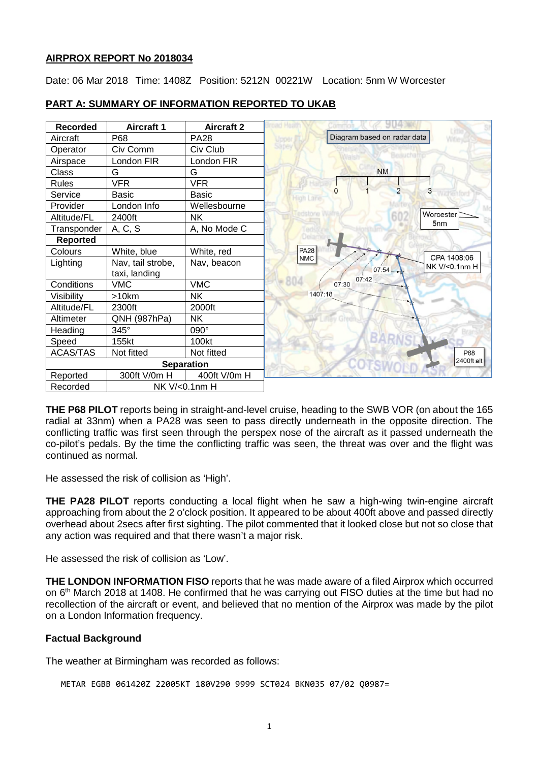**AIRPROX REPORT No 2018034**

Date: 06 Mar 2018 Time: 1408Z Position: 5212N 00221W Location: 5nm W Worcester

**PART A: SUMMARY OF INFORMATION REPORTED TO UKAB**

| Recorded | Aircraft 1 | Aircraft 2 |
|---|---|---|
| Aircraft | P68 | PA28 |
| Operator | Civ Comm | Civ Club |
| Airspace | London FIR | London FIR |
| Class | G | G |
| Rules | VFR | VFR |
| Service | Basic | Basic |
| Provider | London Info | Wellesbourne |
| Altitude/FL | 2400ft | NK |
| Transponder | A, C, S | A, No Mode C |
| **Reported** | | |
| Colours | White, blue | White, red |
| Lighting | Nav, tail strobe, taxi, landing | Nav, beacon |
| Conditions | VMC | VMC |
| Visibility | >10km | NK |
| Altitude/FL | 2300ft | 2000ft |
| Altimeter | QNH (987hPa) | NK |
| Heading | 345° | 090° |
| Speed | 155kt | 100kt |
| ACAS/TAS | Not fitted | Not fitted |
| **Separation** | | |
| Reported | 300ft V/0m H | 400ft V/0m H |
| Recorded | NK V/<0.1nm H | |

Diagram based on radar data

**THE P68 PILOT** reports being in straight-and-level cruise, heading to the SWB VOR (on about the 165 radial at 33nm) when a PA28 was seen to pass directly underneath in the opposite direction. The conflicting traffic was first seen through the perspex nose of the aircraft as it passed underneath the co-pilot's pedals. By the time the conflicting traffic was seen, the threat was over and the flight was continued as normal.

He assessed the risk of collision as 'High'.

**THE PA28 PILOT** reports conducting a local flight when he saw a high-wing twin-engine aircraft approaching from about the 2 o'clock position. It appeared to be about 400ft above and passed directly overhead about 2secs after first sighting. The pilot commented that it looked close but not so close that any action was required and that there wasn't a major risk.

He assessed the risk of collision as 'Low'.

**THE LONDON INFORMATION FISO** reports that he was made aware of a filed Airprox which occurred on 6th March 2018 at 1408. He confirmed that he was carrying out FISO duties at the time but had no recollection of the aircraft or event, and believed that no mention of the Airprox was made by the pilot on a London Information frequency.

**Factual Background**

The weather at Birmingham was recorded as follows:

```
METAR EGBB 061420Z 22005KT 180V290 9999 SCT024 BKN035 07/02 Q0987=
```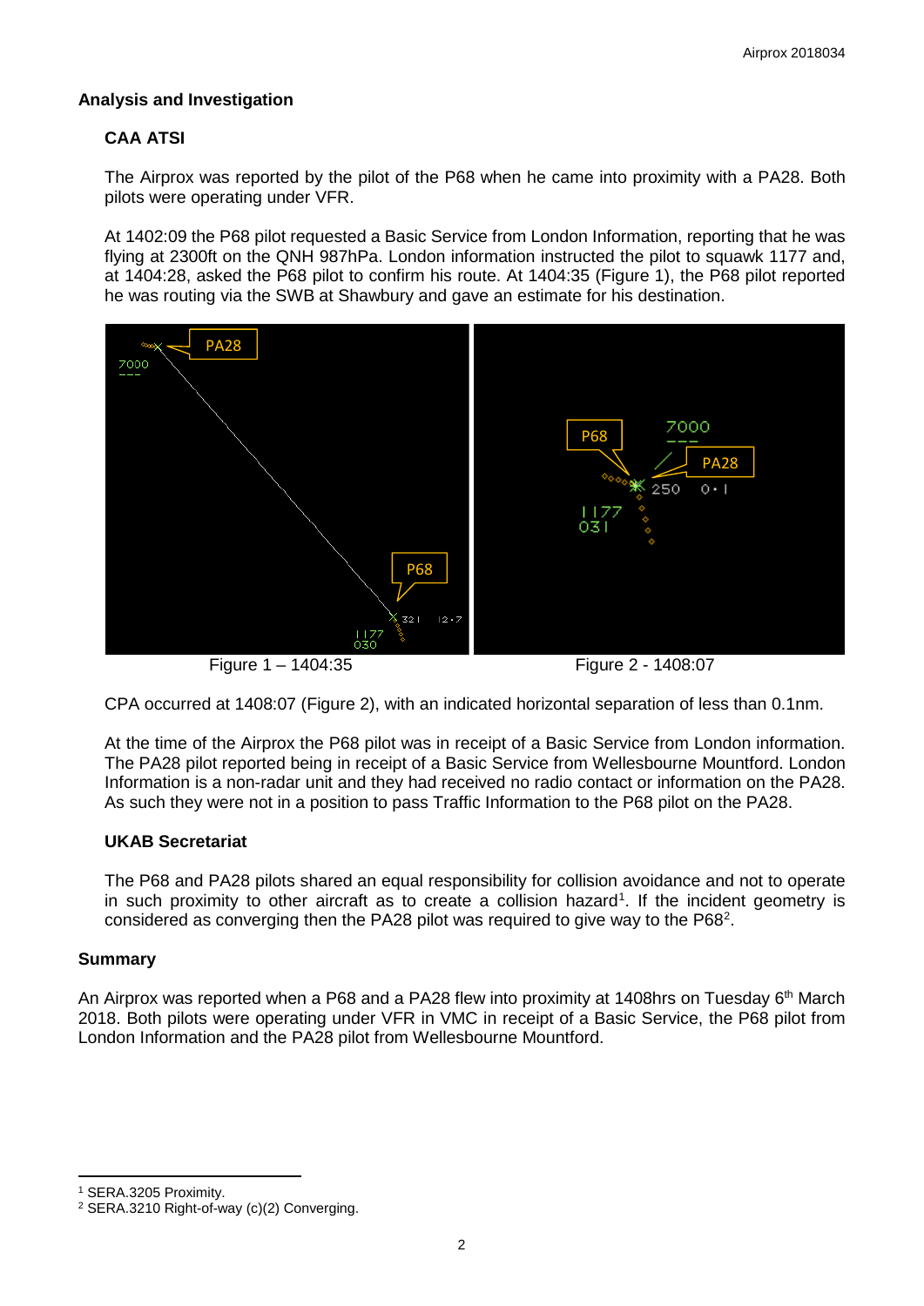## Analysis and Investigation

### CAA ATSI

The Airprox was reported by the pilot of the P68 when he came into proximity with a PA28. Both pilots were operating under VFR.

At 1402:09 the P68 pilot requested a Basic Service from London Information, reporting that he was flying at 2300ft on the QNH 987hPa. London information instructed the pilot to squawk 1177 and, at 1404:28, asked the P68 pilot to confirm his route. At 1404:35 (Figure 1), the P68 pilot reported he was routing via the SWB at Shawbury and gave an estimate for his destination.

Figure 1 – 1404:35

Figure 2 - 1408:07

CPA occurred at 1408:07 (Figure 2), with an indicated horizontal separation of less than 0.1nm.

At the time of the Airprox the P68 pilot was in receipt of a Basic Service from London information. The PA28 pilot reported being in receipt of a Basic Service from Wellesbourne Mountford. London Information is a non-radar unit and they had received no radio contact or information on the PA28. As such they were not in a position to pass Traffic Information to the P68 pilot on the PA28.

### UKAB Secretariat

The P68 and PA28 pilots shared an equal responsibility for collision avoidance and not to operate in such proximity to other aircraft as to create a collision hazard[1]. If the incident geometry is considered as converging then the PA28 pilot was required to give way to the P68[2].

## Summary

An Airprox was reported when a P68 and a PA28 flew into proximity at 1408hrs on Tuesday 6th March 2018. Both pilots were operating under VFR in VMC in receipt of a Basic Service, the P68 pilot from London Information and the PA28 pilot from Wellesbourne Mountford.

---

[1] SERA.3205 Proximity.

[2] SERA.3210 Right-of-way (c)(2) Converging.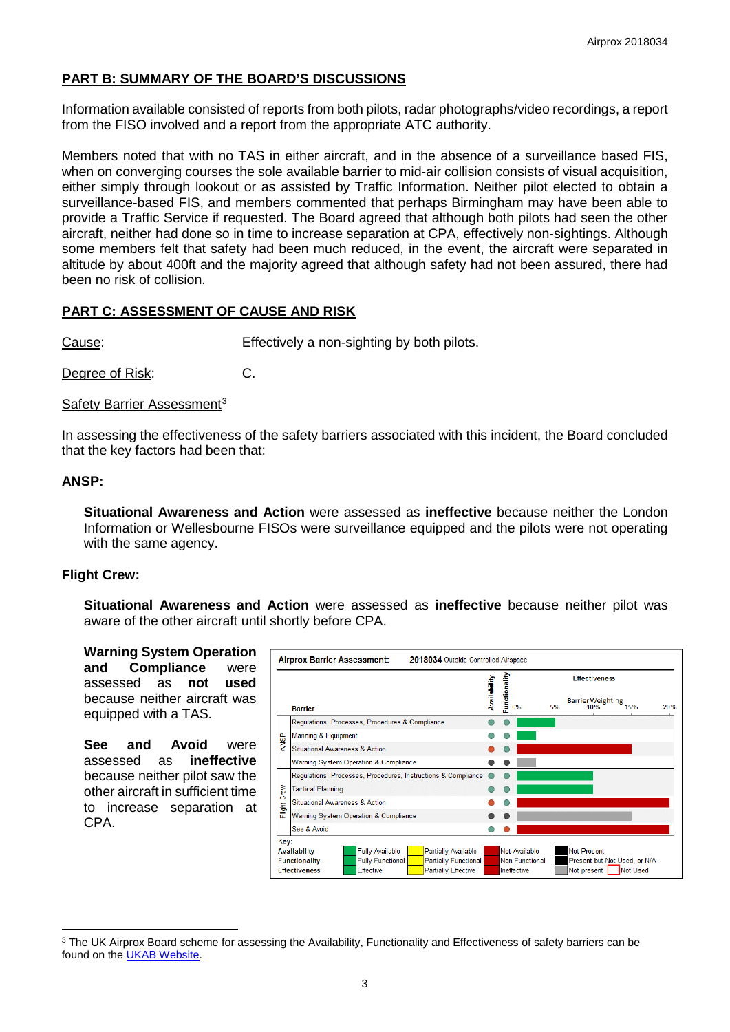## PART B: SUMMARY OF THE BOARD'S DISCUSSIONS

Information available consisted of reports from both pilots, radar photographs/video recordings, a report from the FISO involved and a report from the appropriate ATC authority.

Members noted that with no TAS in either aircraft, and in the absence of a surveillance based FIS, when on converging courses the sole available barrier to mid-air collision consists of visual acquisition, either simply through lookout or as assisted by Traffic Information. Neither pilot elected to obtain a surveillance-based FIS, and members commented that perhaps Birmingham may have been able to provide a Traffic Service if requested. The Board agreed that although both pilots had seen the other aircraft, neither had done so in time to increase separation at CPA, effectively non-sightings. Although some members felt that safety had been much reduced, in the event, the aircraft were separated in altitude by about 400ft and the majority agreed that although safety had not been assured, there had been no risk of collision.

## PART C: ASSESSMENT OF CAUSE AND RISK

Cause: Effectively a non-sighting by both pilots.

Degree of Risk: C.

Safety Barrier Assessment[3]

In assessing the effectiveness of the safety barriers associated with this incident, the Board concluded that the key factors had been that:

### ANSP:

**Situational Awareness and Action** were assessed as **ineffective** because neither the London Information or Wellesbourne FISOs were surveillance equipped and the pilots were not operating with the same agency.

### Flight Crew:

**Situational Awareness and Action** were assessed as **ineffective** because neither pilot was aware of the other aircraft until shortly before CPA.

**Warning System Operation and Compliance** were assessed as **not used** because neither aircraft was equipped with a TAS.

**See and Avoid** were assessed as **ineffective** because neither pilot saw the other aircraft in sufficient time to increase separation at CPA.

Airprox Barrier Assessment: 2018034 Outside Controlled Airspace

Barrier | Availability | Functionality | Effectiveness | Barrier Weighting 0% 5% 10% 15% 20%

ANSP: Regulations, Processes, Procedures & Compliance; Manning & Equipment; Situational Awareness & Action; Warning System Operation & Compliance

Flight Crew: Regulations, Processes, Procedures, Instructions & Compliance; Tactical Planning; Situational Awareness & Action; Warning System Operation & Compliance; See & Avoid

Key: Availability / Functionality / Effectiveness: Fully Available / Fully Functional / Effective; Partially Available / Partially Functional / Partially Effective; Not Available / Non Functional / Ineffective; Not Present / Present but Not Used, or N/A / Not present / Not Used

---

[3] The UK Airprox Board scheme for assessing the Availability, Functionality and Effectiveness of safety barriers can be found on the UKAB Website.